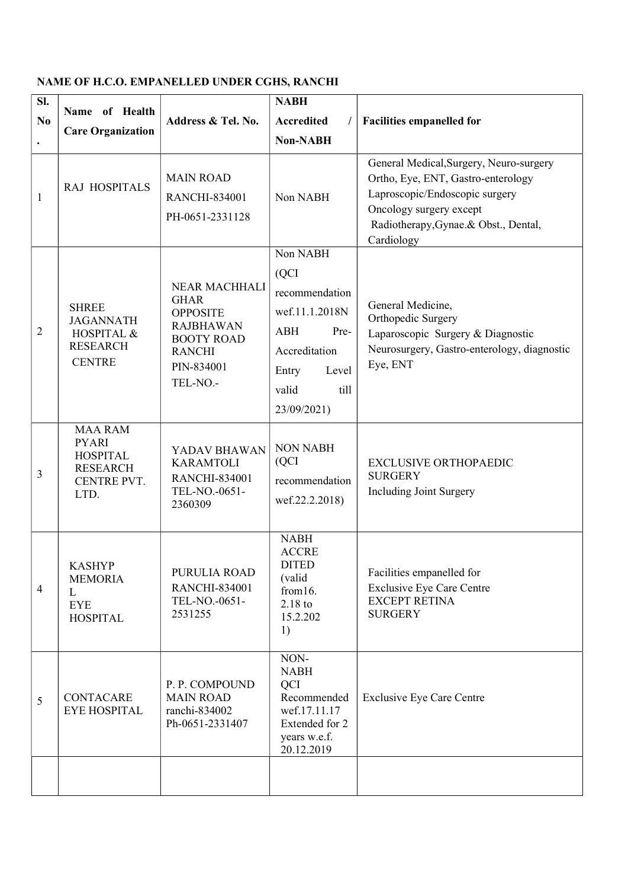**NAME OF H.C.O. EMPANELLED UNDER CGHS, RANCHI**

| Sl. No. | Name of Health Care Organization | Address & Tel. No. | NABH Accredited / Non-NABH | Facilities empanelled for |
|---|---|---|---|---|
| 1 | RAJ HOSPITALS | MAIN ROAD RANCHI-834001 PH-0651-2331128 | Non NABH | General Medical,Surgery, Neuro-surgery Ortho, Eye, ENT, Gastro-enterology Laproscopic/Endoscopic surgery Oncology surgery except Radiotherapy,Gynae.& Obst., Dental, Cardiology |
| 2 | SHREE JAGANNATH HOSPITAL & RESEARCH CENTRE | NEAR MACHHALI GHAR OPPOSITE RAJBHAWAN BOOTY ROAD RANCHI PIN-834001 TEL-NO.- | Non NABH (QCI recommendation wef.11.1.2018NABH Pre-Accreditation Entry Level valid till 23/09/2021) | General Medicine, Orthopedic Surgery Laparoscopic Surgery & Diagnostic Neurosurgery, Gastro-enterology, diagnostic Eye, ENT |
| 3 | MAA RAM PYARI HOSPITAL RESEARCH CENTRE PVT. LTD. | YADAV BHAWAN KARAMTOLI RANCHI-834001 TEL-NO.-0651-2360309 | NON NABH (QCI recommendation wef.22.2.2018) | EXCLUSIVE ORTHOPAEDIC SURGERY Including Joint Surgery |
| 4 | KASHYP MEMORIAL EYE HOSPITAL | PURULIA ROAD RANCHI-834001 TEL-NO.-0651-2531255 | NABH ACCREDITED (valid from16. 2.18 to 15.2.2021) | Facilities empanelled for Exclusive Eye Care Centre EXCEPT RETINA SURGERY |
| 5 | CONTACARE EYE HOSPITAL | P. P. COMPOUND MAIN ROAD ranchi-834002 Ph-0651-2331407 | NON-NABH QCI Recommended wef.17.11.17 Extended for 2 years w.e.f. 20.12.2019 | Exclusive Eye Care Centre |
| | | | | |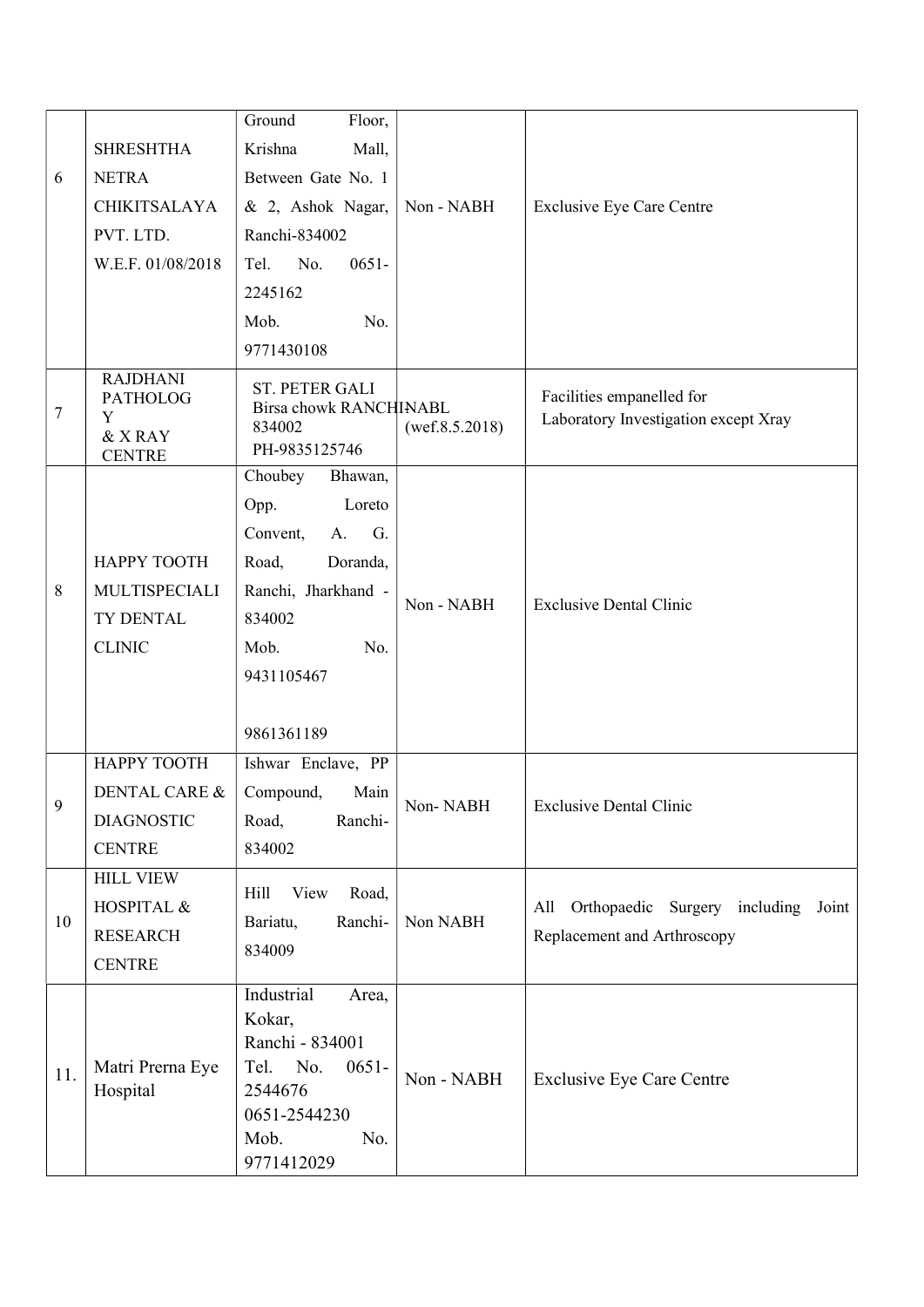| 6 | SHRESHTHA NETRA CHIKITSALAYA PVT. LTD. W.E.F. 01/08/2018 | Ground Floor, Krishna Mall, Between Gate No. 1 & 2, Ashok Nagar, Ranchi-834002 Tel. No. 0651-2245162 Mob. No. 9771430108 | Non - NABH | Exclusive Eye Care Centre |
|---|---|---|---|---|
| 7 | RAJDHANI PATHOLOGY & X RAY CENTRE | ST. PETER GALI Birsa chowk RANCHI-834002 PH-9835125746 | NABL (wef.8.5.2018) | Facilities empanelled for Laboratory Investigation except Xray |
| 8 | HAPPY TOOTH MULTISPECIALITY DENTAL CLINIC | Choubey Bhawan, Opp. Loreto Convent, A. G. Road, Doranda, Ranchi, Jharkhand - 834002 Mob. No. 9431105467 9861361189 | Non - NABH | Exclusive Dental Clinic |
| 9 | HAPPY TOOTH DENTAL CARE & DIAGNOSTIC CENTRE | Ishwar Enclave, PP Compound, Main Road, Ranchi-834002 | Non- NABH | Exclusive Dental Clinic |
| 10 | HILL VIEW HOSPITAL & RESEARCH CENTRE | Hill View Road, Bariatu, Ranchi-834009 | Non NABH | All Orthopaedic Surgery including Joint Replacement and Arthroscopy |
| 11. | Matri Prerna Eye Hospital | Industrial Area, Kokar, Ranchi - 834001 Tel. No. 0651-2544676 0651-2544230 Mob. No. 9771412029 | Non - NABH | Exclusive Eye Care Centre |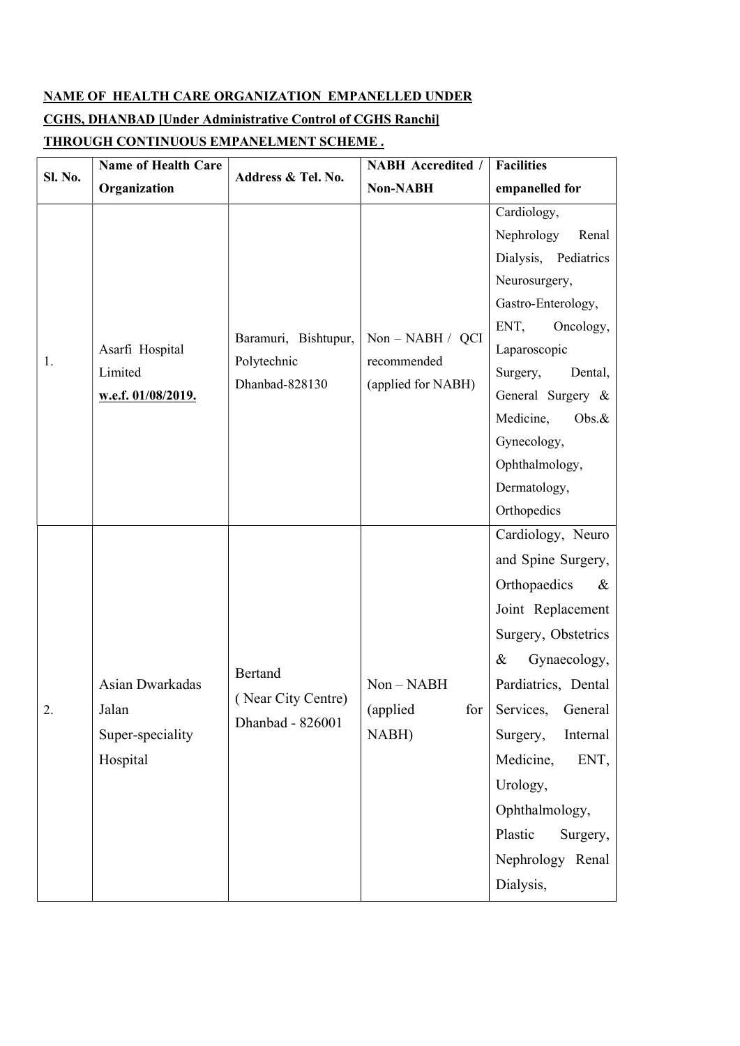**NAME OF HEALTH CARE ORGANIZATION EMPANELLED UNDER CGHS, DHANBAD [Under Administrative Control of CGHS Ranchi] THROUGH CONTINUOUS EMPANELMENT SCHEME .**

| Sl. No. | Name of Health Care Organization | Address & Tel. No. | NABH Accredited / Non-NABH | Facilities empanelled for |
|---|---|---|---|---|
| 1. | Asarfi Hospital Limited **w.e.f. 01/08/2019.** | Baramuri, Bishtupur, Polytechnic Dhanbad-828130 | Non – NABH / QCI recommended (applied for NABH) | Cardiology, Nephrology Renal Dialysis, Pediatrics Neurosurgery, Gastro-Enterology, ENT, Oncology, Laparoscopic Surgery, Dental, General Surgery & Medicine, Obs.& Gynecology, Ophthalmology, Dermatology, Orthopedics |
| 2. | Asian Dwarkadas Jalan Super-speciality Hospital | Bertand ( Near City Centre) Dhanbad - 826001 | Non – NABH (applied for NABH) | Cardiology, Neuro and Spine Surgery, Orthopaedics & Joint Replacement Surgery, Obstetrics & Gynaecology, Pardiatrics, Dental Services, General Surgery, Internal Medicine, ENT, Urology, Ophthalmology, Plastic Surgery, Nephrology Renal Dialysis, |